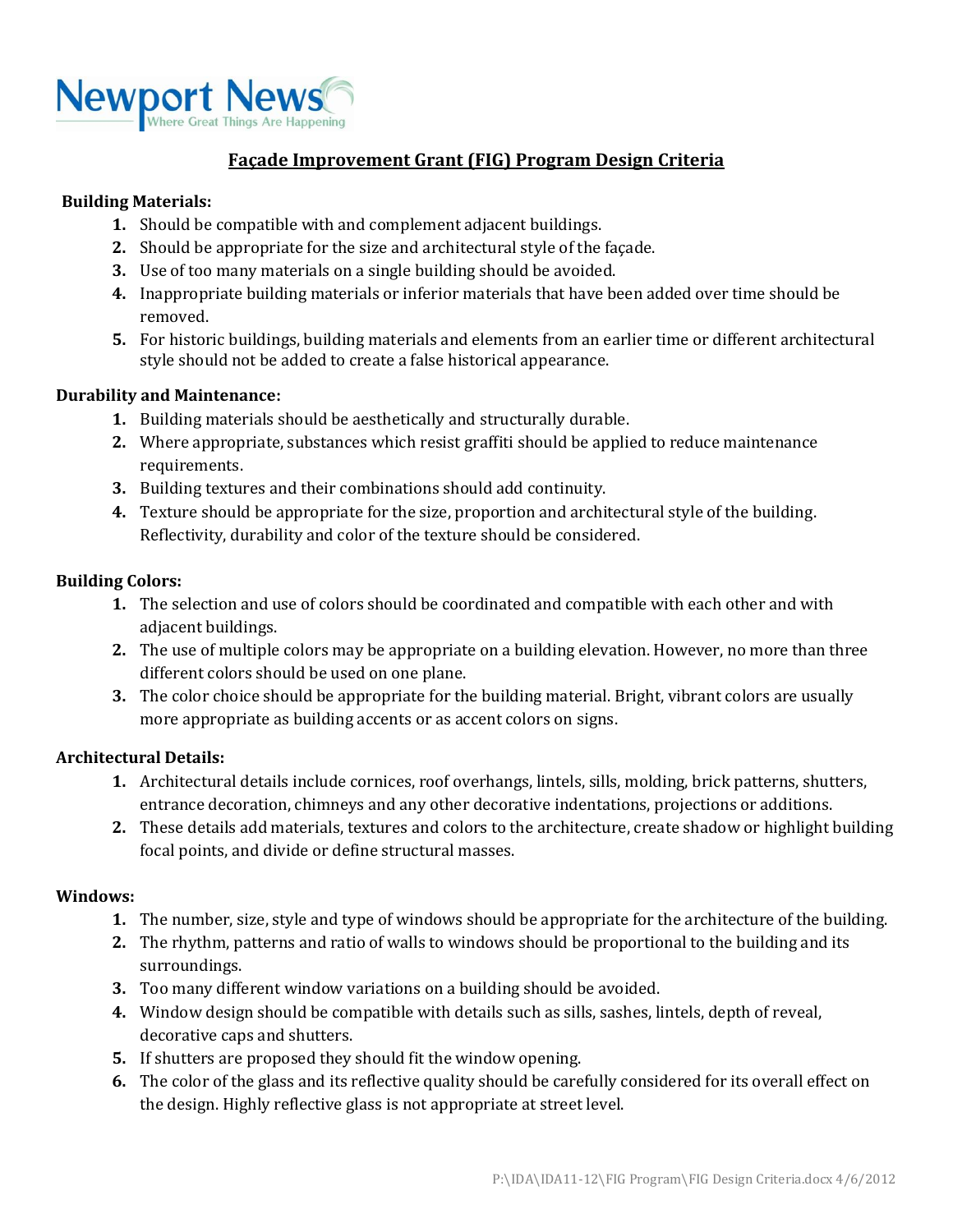Newport News
Where Great Things Are Happening

# Façade Improvement Grant (FIG) Program Design Criteria

**Building Materials:**

1. Should be compatible with and complement adjacent buildings.
2. Should be appropriate for the size and architectural style of the façade.
3. Use of too many materials on a single building should be avoided.
4. Inappropriate building materials or inferior materials that have been added over time should be removed.
5. For historic buildings, building materials and elements from an earlier time or different architectural style should not be added to create a false historical appearance.

**Durability and Maintenance:**

1. Building materials should be aesthetically and structurally durable.
2. Where appropriate, substances which resist graffiti should be applied to reduce maintenance requirements.
3. Building textures and their combinations should add continuity.
4. Texture should be appropriate for the size, proportion and architectural style of the building. Reflectivity, durability and color of the texture should be considered.

**Building Colors:**

1. The selection and use of colors should be coordinated and compatible with each other and with adjacent buildings.
2. The use of multiple colors may be appropriate on a building elevation. However, no more than three different colors should be used on one plane.
3. The color choice should be appropriate for the building material. Bright, vibrant colors are usually more appropriate as building accents or as accent colors on signs.

**Architectural Details:**

1. Architectural details include cornices, roof overhangs, lintels, sills, molding, brick patterns, shutters, entrance decoration, chimneys and any other decorative indentations, projections or additions.
2. These details add materials, textures and colors to the architecture, create shadow or highlight building focal points, and divide or define structural masses.

**Windows:**

1. The number, size, style and type of windows should be appropriate for the architecture of the building.
2. The rhythm, patterns and ratio of walls to windows should be proportional to the building and its surroundings.
3. Too many different window variations on a building should be avoided.
4. Window design should be compatible with details such as sills, sashes, lintels, depth of reveal, decorative caps and shutters.
5. If shutters are proposed they should fit the window opening.
6. The color of the glass and its reflective quality should be carefully considered for its overall effect on the design. Highly reflective glass is not appropriate at street level.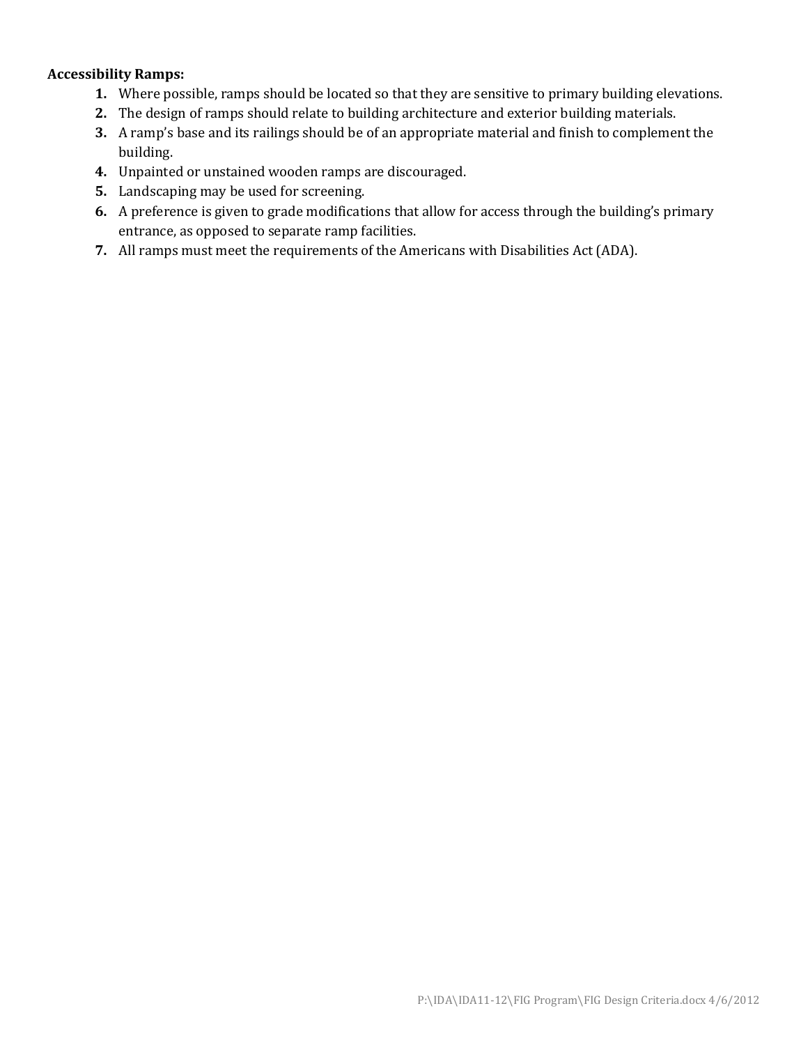**Accessibility Ramps:**

1. Where possible, ramps should be located so that they are sensitive to primary building elevations.
2. The design of ramps should relate to building architecture and exterior building materials.
3. A ramp's base and its railings should be of an appropriate material and finish to complement the building.
4. Unpainted or unstained wooden ramps are discouraged.
5. Landscaping may be used for screening.
6. A preference is given to grade modifications that allow for access through the building's primary entrance, as opposed to separate ramp facilities.
7. All ramps must meet the requirements of the Americans with Disabilities Act (ADA).